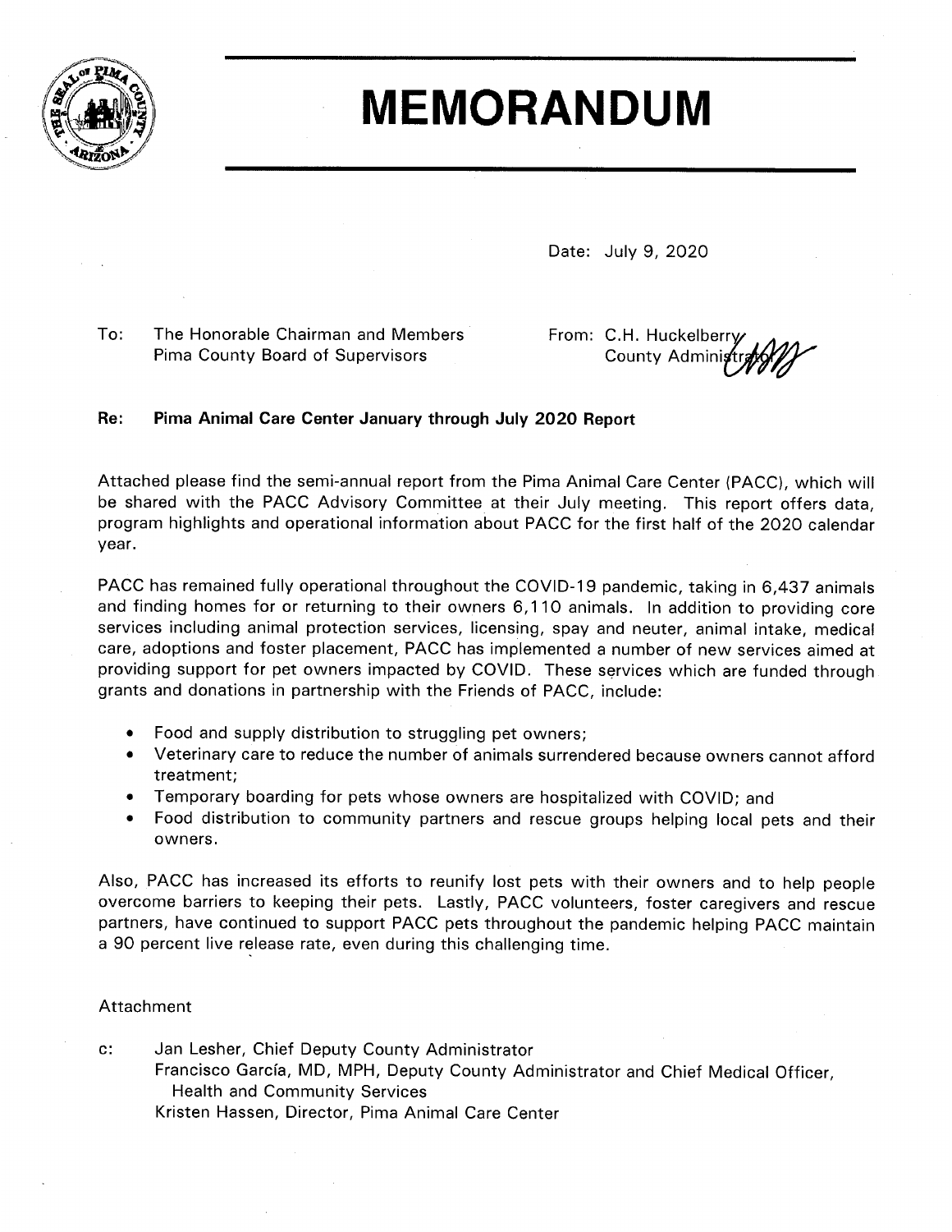# MEMORANDUM

Date: July 9, 2020

To: The Honorable Chairman and Members
Pima County Board of Supervisors

From: C.H. Huckelberry
County Administrator

**Re: Pima Animal Care Center January through July 2020 Report**

Attached please find the semi-annual report from the Pima Animal Care Center (PACC), which will be shared with the PACC Advisory Committee at their July meeting. This report offers data, program highlights and operational information about PACC for the first half of the 2020 calendar year.

PACC has remained fully operational throughout the COVID-19 pandemic, taking in 6,437 animals and finding homes for or returning to their owners 6,110 animals. In addition to providing core services including animal protection services, licensing, spay and neuter, animal intake, medical care, adoptions and foster placement, PACC has implemented a number of new services aimed at providing support for pet owners impacted by COVID. These services which are funded through grants and donations in partnership with the Friends of PACC, include:

- Food and supply distribution to struggling pet owners;
- Veterinary care to reduce the number of animals surrendered because owners cannot afford treatment;
- Temporary boarding for pets whose owners are hospitalized with COVID; and
- Food distribution to community partners and rescue groups helping local pets and their owners.

Also, PACC has increased its efforts to reunify lost pets with their owners and to help people overcome barriers to keeping their pets. Lastly, PACC volunteers, foster caregivers and rescue partners, have continued to support PACC pets throughout the pandemic helping PACC maintain a 90 percent live release rate, even during this challenging time.

Attachment

c: Jan Lesher, Chief Deputy County Administrator
Francisco García, MD, MPH, Deputy County Administrator and Chief Medical Officer, Health and Community Services
Kristen Hassen, Director, Pima Animal Care Center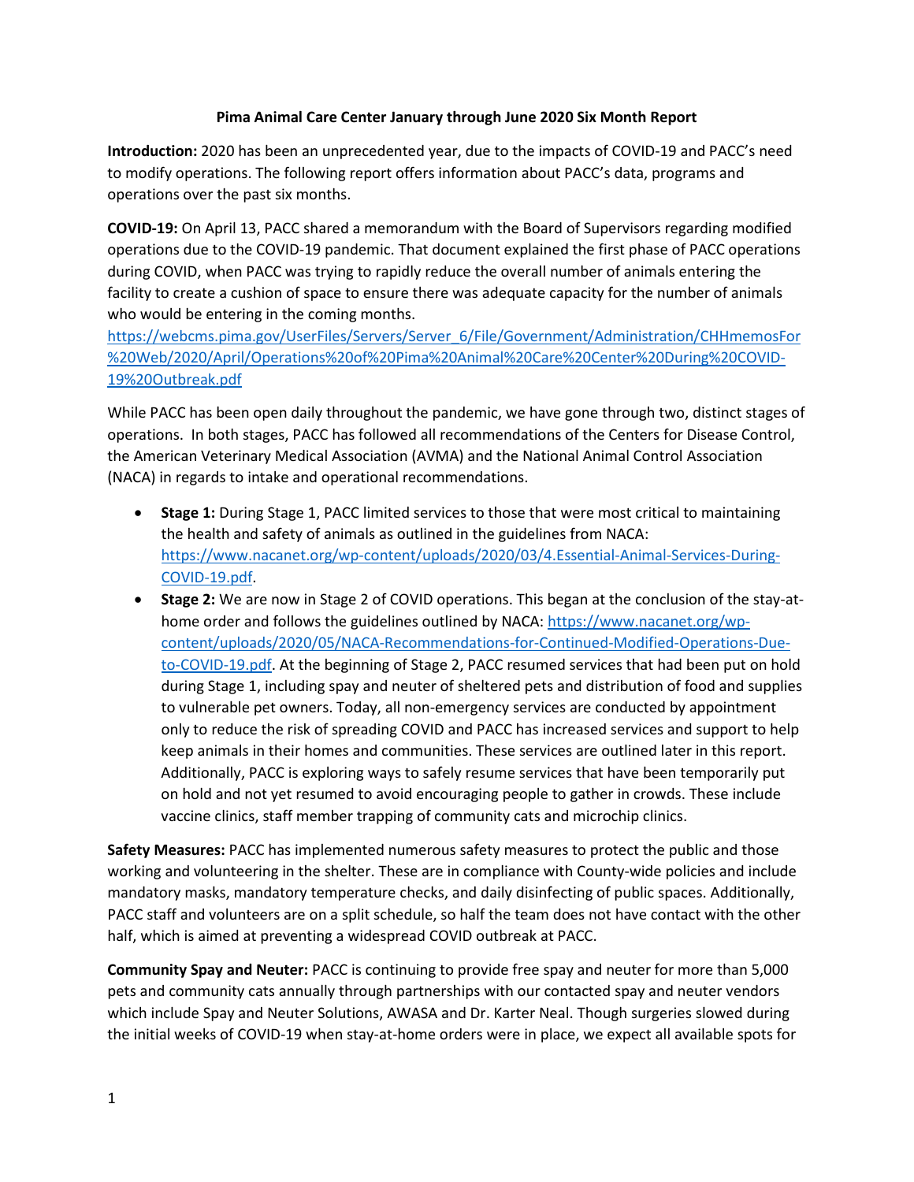**Pima Animal Care Center January through June 2020 Six Month Report**

**Introduction:** 2020 has been an unprecedented year, due to the impacts of COVID-19 and PACC's need to modify operations. The following report offers information about PACC's data, programs and operations over the past six months.

**COVID-19:** On April 13, PACC shared a memorandum with the Board of Supervisors regarding modified operations due to the COVID-19 pandemic. That document explained the first phase of PACC operations during COVID, when PACC was trying to rapidly reduce the overall number of animals entering the facility to create a cushion of space to ensure there was adequate capacity for the number of animals who would be entering in the coming months.
https://webcms.pima.gov/UserFiles/Servers/Server_6/File/Government/Administration/CHHmemosFor%20Web/2020/April/Operations%20of%20Pima%20Animal%20Care%20Center%20During%20COVID-19%20Outbreak.pdf

While PACC has been open daily throughout the pandemic, we have gone through two, distinct stages of operations. In both stages, PACC has followed all recommendations of the Centers for Disease Control, the American Veterinary Medical Association (AVMA) and the National Animal Control Association (NACA) in regards to intake and operational recommendations.

- **Stage 1:** During Stage 1, PACC limited services to those that were most critical to maintaining the health and safety of animals as outlined in the guidelines from NACA: https://www.nacanet.org/wp-content/uploads/2020/03/4.Essential-Animal-Services-During-COVID-19.pdf.
- **Stage 2:** We are now in Stage 2 of COVID operations. This began at the conclusion of the stay-at-home order and follows the guidelines outlined by NACA: https://www.nacanet.org/wp-content/uploads/2020/05/NACA-Recommendations-for-Continued-Modified-Operations-Due-to-COVID-19.pdf. At the beginning of Stage 2, PACC resumed services that had been put on hold during Stage 1, including spay and neuter of sheltered pets and distribution of food and supplies to vulnerable pet owners. Today, all non-emergency services are conducted by appointment only to reduce the risk of spreading COVID and PACC has increased services and support to help keep animals in their homes and communities. These services are outlined later in this report. Additionally, PACC is exploring ways to safely resume services that have been temporarily put on hold and not yet resumed to avoid encouraging people to gather in crowds. These include vaccine clinics, staff member trapping of community cats and microchip clinics.

**Safety Measures:** PACC has implemented numerous safety measures to protect the public and those working and volunteering in the shelter. These are in compliance with County-wide policies and include mandatory masks, mandatory temperature checks, and daily disinfecting of public spaces. Additionally, PACC staff and volunteers are on a split schedule, so half the team does not have contact with the other half, which is aimed at preventing a widespread COVID outbreak at PACC.

**Community Spay and Neuter:** PACC is continuing to provide free spay and neuter for more than 5,000 pets and community cats annually through partnerships with our contacted spay and neuter vendors which include Spay and Neuter Solutions, AWASA and Dr. Karter Neal. Though surgeries slowed during the initial weeks of COVID-19 when stay-at-home orders were in place, we expect all available spots for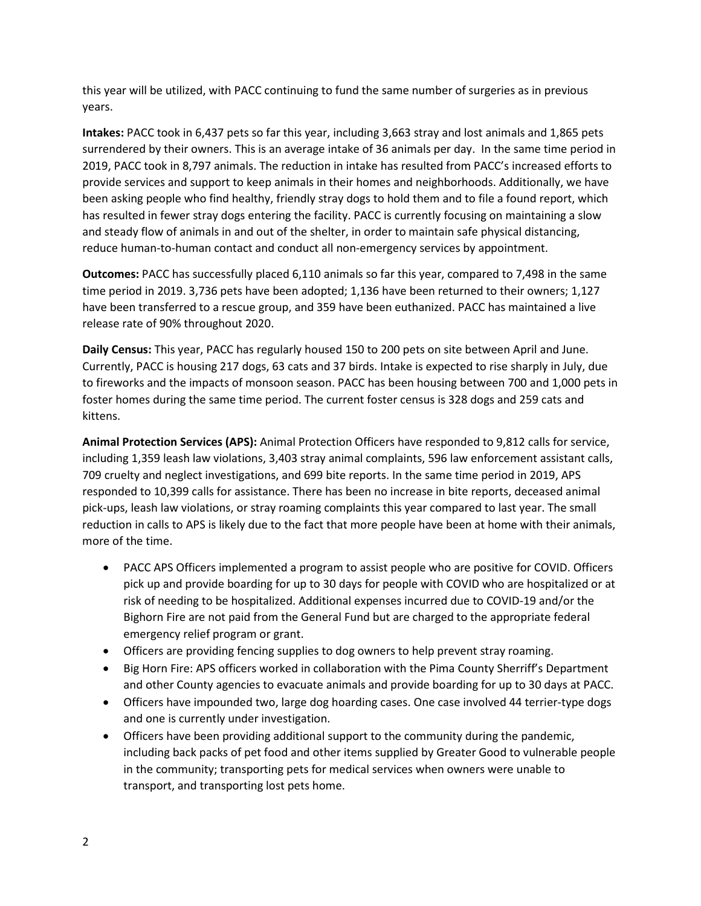this year will be utilized, with PACC continuing to fund the same number of surgeries as in previous years.

**Intakes:** PACC took in 6,437 pets so far this year, including 3,663 stray and lost animals and 1,865 pets surrendered by their owners. This is an average intake of 36 animals per day. In the same time period in 2019, PACC took in 8,797 animals. The reduction in intake has resulted from PACC's increased efforts to provide services and support to keep animals in their homes and neighborhoods. Additionally, we have been asking people who find healthy, friendly stray dogs to hold them and to file a found report, which has resulted in fewer stray dogs entering the facility. PACC is currently focusing on maintaining a slow and steady flow of animals in and out of the shelter, in order to maintain safe physical distancing, reduce human-to-human contact and conduct all non-emergency services by appointment.

**Outcomes:** PACC has successfully placed 6,110 animals so far this year, compared to 7,498 in the same time period in 2019. 3,736 pets have been adopted; 1,136 have been returned to their owners; 1,127 have been transferred to a rescue group, and 359 have been euthanized. PACC has maintained a live release rate of 90% throughout 2020.

**Daily Census:** This year, PACC has regularly housed 150 to 200 pets on site between April and June. Currently, PACC is housing 217 dogs, 63 cats and 37 birds. Intake is expected to rise sharply in July, due to fireworks and the impacts of monsoon season. PACC has been housing between 700 and 1,000 pets in foster homes during the same time period. The current foster census is 328 dogs and 259 cats and kittens.

**Animal Protection Services (APS):** Animal Protection Officers have responded to 9,812 calls for service, including 1,359 leash law violations, 3,403 stray animal complaints, 596 law enforcement assistant calls, 709 cruelty and neglect investigations, and 699 bite reports. In the same time period in 2019, APS responded to 10,399 calls for assistance. There has been no increase in bite reports, deceased animal pick-ups, leash law violations, or stray roaming complaints this year compared to last year. The small reduction in calls to APS is likely due to the fact that more people have been at home with their animals, more of the time.

- PACC APS Officers implemented a program to assist people who are positive for COVID. Officers pick up and provide boarding for up to 30 days for people with COVID who are hospitalized or at risk of needing to be hospitalized. Additional expenses incurred due to COVID-19 and/or the Bighorn Fire are not paid from the General Fund but are charged to the appropriate federal emergency relief program or grant.
- Officers are providing fencing supplies to dog owners to help prevent stray roaming.
- Big Horn Fire: APS officers worked in collaboration with the Pima County Sherriff's Department and other County agencies to evacuate animals and provide boarding for up to 30 days at PACC.
- Officers have impounded two, large dog hoarding cases. One case involved 44 terrier-type dogs and one is currently under investigation.
- Officers have been providing additional support to the community during the pandemic, including back packs of pet food and other items supplied by Greater Good to vulnerable people in the community; transporting pets for medical services when owners were unable to transport, and transporting lost pets home.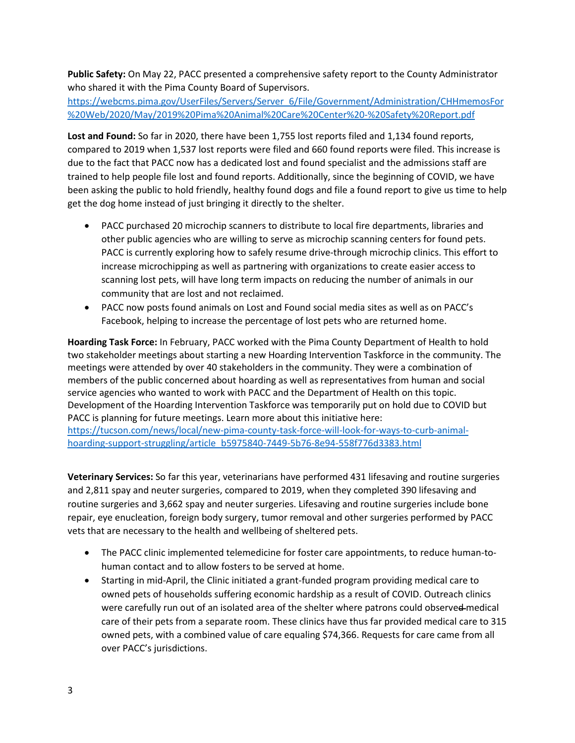**Public Safety:** On May 22, PACC presented a comprehensive safety report to the County Administrator who shared it with the Pima County Board of Supervisors. https://webcms.pima.gov/UserFiles/Servers/Server_6/File/Government/Administration/CHHmemosFor%20Web/2020/May/2019%20Pima%20Animal%20Care%20Center%20-%20Safety%20Report.pdf

**Lost and Found:** So far in 2020, there have been 1,755 lost reports filed and 1,134 found reports, compared to 2019 when 1,537 lost reports were filed and 660 found reports were filed. This increase is due to the fact that PACC now has a dedicated lost and found specialist and the admissions staff are trained to help people file lost and found reports. Additionally, since the beginning of COVID, we have been asking the public to hold friendly, healthy found dogs and file a found report to give us time to help get the dog home instead of just bringing it directly to the shelter.

- PACC purchased 20 microchip scanners to distribute to local fire departments, libraries and other public agencies who are willing to serve as microchip scanning centers for found pets. PACC is currently exploring how to safely resume drive-through microchip clinics. This effort to increase microchipping as well as partnering with organizations to create easier access to scanning lost pets, will have long term impacts on reducing the number of animals in our community that are lost and not reclaimed.
- PACC now posts found animals on Lost and Found social media sites as well as on PACC's Facebook, helping to increase the percentage of lost pets who are returned home.

**Hoarding Task Force:** In February, PACC worked with the Pima County Department of Health to hold two stakeholder meetings about starting a new Hoarding Intervention Taskforce in the community. The meetings were attended by over 40 stakeholders in the community. They were a combination of members of the public concerned about hoarding as well as representatives from human and social service agencies who wanted to work with PACC and the Department of Health on this topic. Development of the Hoarding Intervention Taskforce was temporarily put on hold due to COVID but PACC is planning for future meetings. Learn more about this initiative here: https://tucson.com/news/local/new-pima-county-task-force-will-look-for-ways-to-curb-animal-hoarding-support-struggling/article_b5975840-7449-5b76-8e94-558f776d3383.html

**Veterinary Services:** So far this year, veterinarians have performed 431 lifesaving and routine surgeries and 2,811 spay and neuter surgeries, compared to 2019, when they completed 390 lifesaving and routine surgeries and 3,662 spay and neuter surgeries. Lifesaving and routine surgeries include bone repair, eye enucleation, foreign body surgery, tumor removal and other surgeries performed by PACC vets that are necessary to the health and wellbeing of sheltered pets.

- The PACC clinic implemented telemedicine for foster care appointments, to reduce human-to-human contact and to allow fosters to be served at home.
- Starting in mid-April, the Clinic initiated a grant-funded program providing medical care to owned pets of households suffering economic hardship as a result of COVID. Outreach clinics were carefully run out of an isolated area of the shelter where patrons could observe ~~d~~ medical care of their pets from a separate room. These clinics have thus far provided medical care to 315 owned pets, with a combined value of care equaling $74,366. Requests for care came from all over PACC's jurisdictions.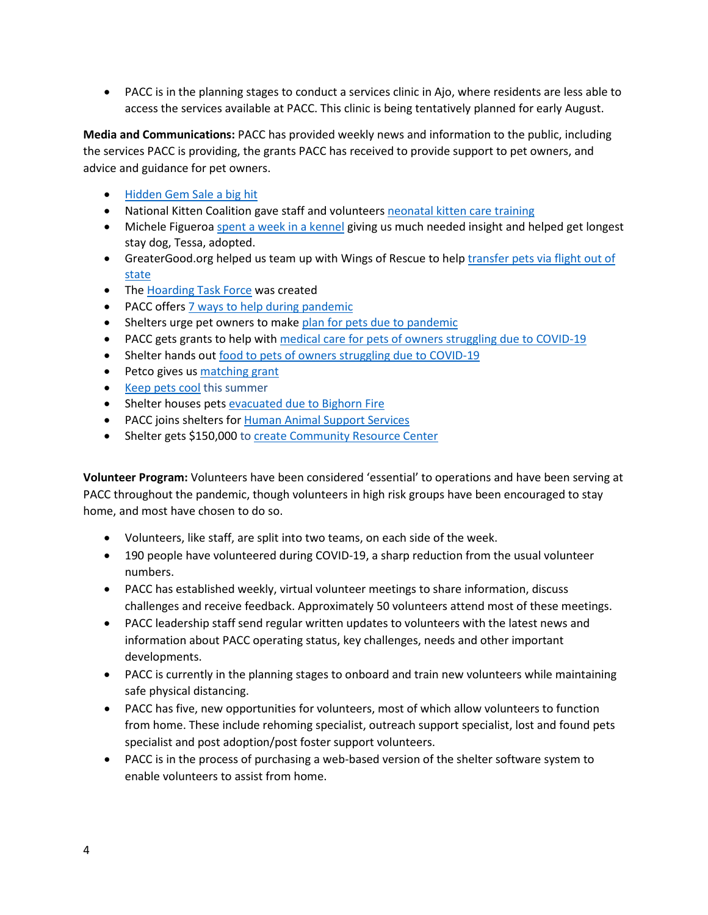- PACC is in the planning stages to conduct a services clinic in Ajo, where residents are less able to access the services available at PACC. This clinic is being tentatively planned for early August.

**Media and Communications:** PACC has provided weekly news and information to the public, including the services PACC is providing, the grants PACC has received to provide support to pet owners, and advice and guidance for pet owners.

- Hidden Gem Sale a big hit
- National Kitten Coalition gave staff and volunteers neonatal kitten care training
- Michele Figueroa spent a week in a kennel giving us much needed insight and helped get longest stay dog, Tessa, adopted.
- GreaterGood.org helped us team up with Wings of Rescue to help transfer pets via flight out of state
- The Hoarding Task Force was created
- PACC offers 7 ways to help during pandemic
- Shelters urge pet owners to make plan for pets due to pandemic
- PACC gets grants to help with medical care for pets of owners struggling due to COVID-19
- Shelter hands out food to pets of owners struggling due to COVID-19
- Petco gives us matching grant
- Keep pets cool this summer
- Shelter houses pets evacuated due to Bighorn Fire
- PACC joins shelters for Human Animal Support Services
- Shelter gets $150,000 to create Community Resource Center

**Volunteer Program:** Volunteers have been considered 'essential' to operations and have been serving at PACC throughout the pandemic, though volunteers in high risk groups have been encouraged to stay home, and most have chosen to do so.

- Volunteers, like staff, are split into two teams, on each side of the week.
- 190 people have volunteered during COVID-19, a sharp reduction from the usual volunteer numbers.
- PACC has established weekly, virtual volunteer meetings to share information, discuss challenges and receive feedback. Approximately 50 volunteers attend most of these meetings.
- PACC leadership staff send regular written updates to volunteers with the latest news and information about PACC operating status, key challenges, needs and other important developments.
- PACC is currently in the planning stages to onboard and train new volunteers while maintaining safe physical distancing.
- PACC has five, new opportunities for volunteers, most of which allow volunteers to function from home. These include rehoming specialist, outreach support specialist, lost and found pets specialist and post adoption/post foster support volunteers.
- PACC is in the process of purchasing a web-based version of the shelter software system to enable volunteers to assist from home.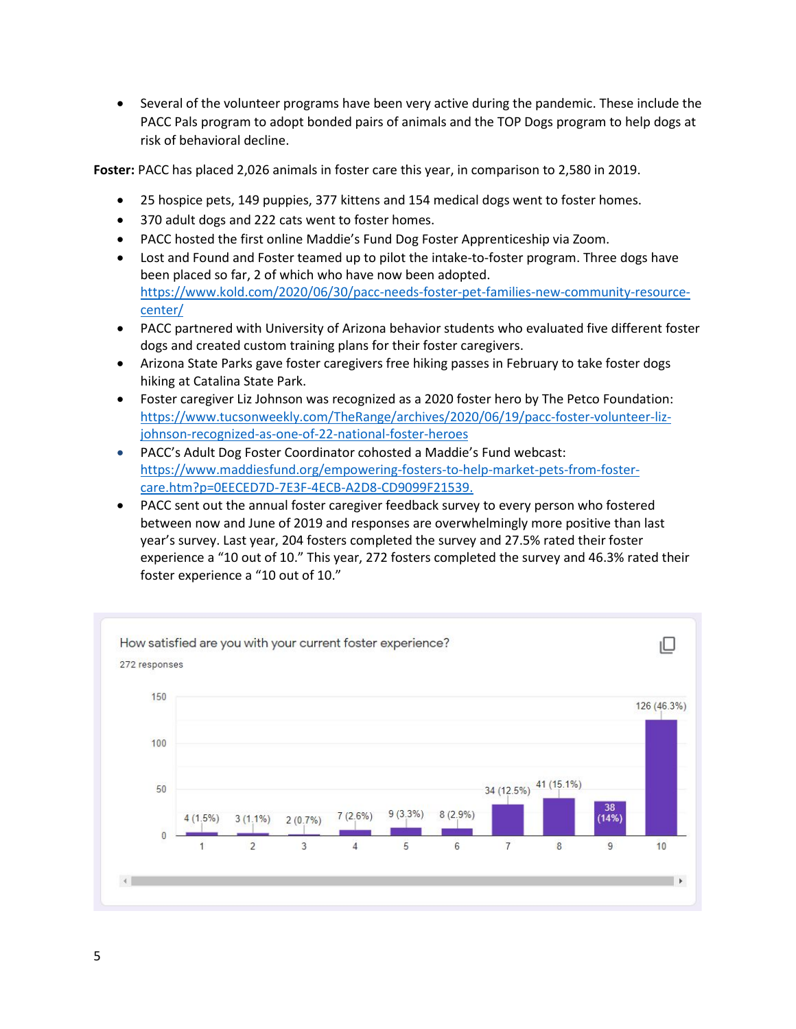- Several of the volunteer programs have been very active during the pandemic. These include the PACC Pals program to adopt bonded pairs of animals and the TOP Dogs program to help dogs at risk of behavioral decline.

**Foster:** PACC has placed 2,026 animals in foster care this year, in comparison to 2,580 in 2019.

- 25 hospice pets, 149 puppies, 377 kittens and 154 medical dogs went to foster homes.
- 370 adult dogs and 222 cats went to foster homes.
- PACC hosted the first online Maddie's Fund Dog Foster Apprenticeship via Zoom.
- Lost and Found and Foster teamed up to pilot the intake-to-foster program. Three dogs have been placed so far, 2 of which who have now been adopted. https://www.kold.com/2020/06/30/pacc-needs-foster-pet-families-new-community-resource-center/
- PACC partnered with University of Arizona behavior students who evaluated five different foster dogs and created custom training plans for their foster caregivers.
- Arizona State Parks gave foster caregivers free hiking passes in February to take foster dogs hiking at Catalina State Park.
- Foster caregiver Liz Johnson was recognized as a 2020 foster hero by The Petco Foundation: https://www.tucsonweekly.com/TheRange/archives/2020/06/19/pacc-foster-volunteer-liz-johnson-recognized-as-one-of-22-national-foster-heroes
- PACC's Adult Dog Foster Coordinator cohosted a Maddie's Fund webcast: https://www.maddiesfund.org/empowering-fosters-to-help-market-pets-from-foster-care.htm?p=0EECED7D-7E3F-4ECB-A2D8-CD9099F21539.
- PACC sent out the annual foster caregiver feedback survey to every person who fostered between now and June of 2019 and responses are overwhelmingly more positive than last year's survey. Last year, 204 fosters completed the survey and 27.5% rated their foster experience a "10 out of 10." This year, 272 fosters completed the survey and 46.3% rated their foster experience a "10 out of 10."

How satisfied are you with your current foster experience?

272 responses

| Rating | 1 | 2 | 3 | 4 | 5 | 6 | 7 | 8 | 9 | 10 |
|---|---|---|---|---|---|---|---|---|---|---|
| Responses | 4 (1.5%) | 3 (1.1%) | 2 (0.7%) | 7 (2.6%) | 9 (3.3%) | 8 (2.9%) | 34 (12.5%) | 41 (15.1%) | 38 (14%) | 126 (46.3%) |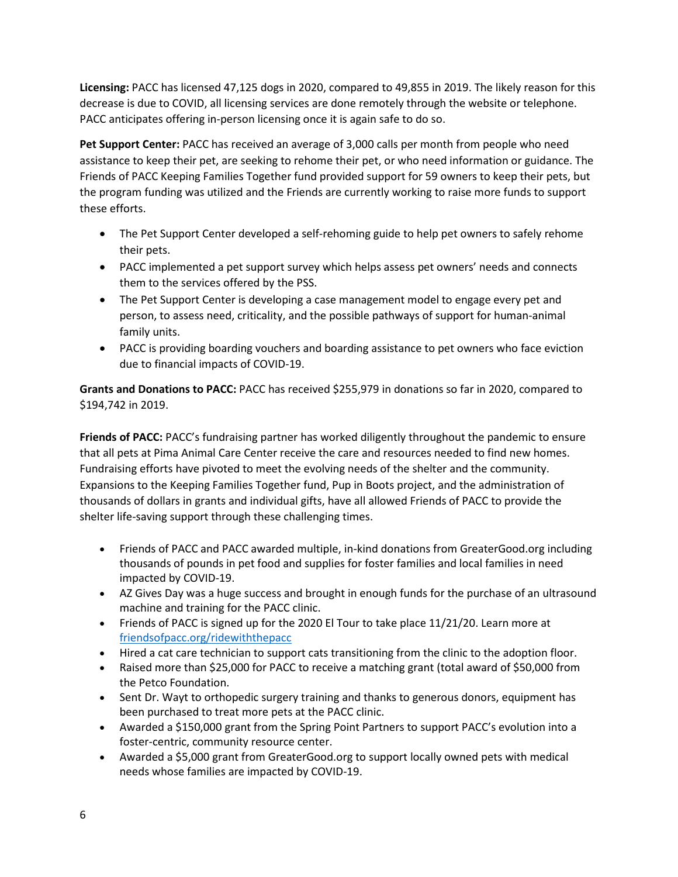**Licensing:** PACC has licensed 47,125 dogs in 2020, compared to 49,855 in 2019. The likely reason for this decrease is due to COVID, all licensing services are done remotely through the website or telephone. PACC anticipates offering in-person licensing once it is again safe to do so.

**Pet Support Center:** PACC has received an average of 3,000 calls per month from people who need assistance to keep their pet, are seeking to rehome their pet, or who need information or guidance. The Friends of PACC Keeping Families Together fund provided support for 59 owners to keep their pets, but the program funding was utilized and the Friends are currently working to raise more funds to support these efforts.

- The Pet Support Center developed a self-rehoming guide to help pet owners to safely rehome their pets.
- PACC implemented a pet support survey which helps assess pet owners' needs and connects them to the services offered by the PSS.
- The Pet Support Center is developing a case management model to engage every pet and person, to assess need, criticality, and the possible pathways of support for human-animal family units.
- PACC is providing boarding vouchers and boarding assistance to pet owners who face eviction due to financial impacts of COVID-19.

**Grants and Donations to PACC:** PACC has received $255,979 in donations so far in 2020, compared to $194,742 in 2019.

**Friends of PACC:** PACC's fundraising partner has worked diligently throughout the pandemic to ensure that all pets at Pima Animal Care Center receive the care and resources needed to find new homes. Fundraising efforts have pivoted to meet the evolving needs of the shelter and the community. Expansions to the Keeping Families Together fund, Pup in Boots project, and the administration of thousands of dollars in grants and individual gifts, have all allowed Friends of PACC to provide the shelter life-saving support through these challenging times.

- Friends of PACC and PACC awarded multiple, in-kind donations from GreaterGood.org including thousands of pounds in pet food and supplies for foster families and local families in need impacted by COVID-19.
- AZ Gives Day was a huge success and brought in enough funds for the purchase of an ultrasound machine and training for the PACC clinic.
- Friends of PACC is signed up for the 2020 El Tour to take place 11/21/20. Learn more at [friendsofpacc.org/ridewiththepacc](friendsofpacc.org/ridewiththepacc)
- Hired a cat care technician to support cats transitioning from the clinic to the adoption floor.
- Raised more than $25,000 for PACC to receive a matching grant (total award of $50,000 from the Petco Foundation.
- Sent Dr. Wayt to orthopedic surgery training and thanks to generous donors, equipment has been purchased to treat more pets at the PACC clinic.
- Awarded a $150,000 grant from the Spring Point Partners to support PACC's evolution into a foster-centric, community resource center.
- Awarded a $5,000 grant from GreaterGood.org to support locally owned pets with medical needs whose families are impacted by COVID-19.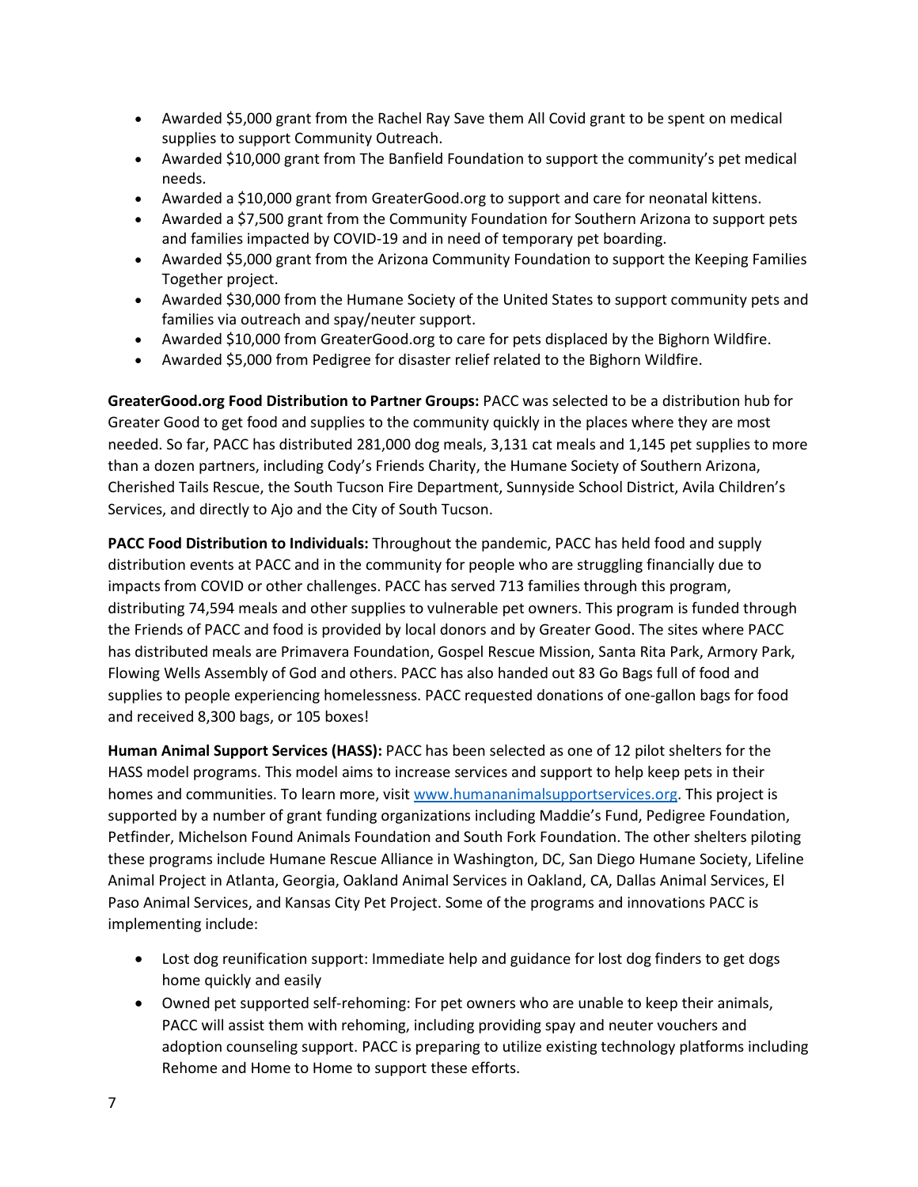- Awarded $5,000 grant from the Rachel Ray Save them All Covid grant to be spent on medical supplies to support Community Outreach.
- Awarded $10,000 grant from The Banfield Foundation to support the community's pet medical needs.
- Awarded a $10,000 grant from GreaterGood.org to support and care for neonatal kittens.
- Awarded a $7,500 grant from the Community Foundation for Southern Arizona to support pets and families impacted by COVID-19 and in need of temporary pet boarding.
- Awarded $5,000 grant from the Arizona Community Foundation to support the Keeping Families Together project.
- Awarded $30,000 from the Humane Society of the United States to support community pets and families via outreach and spay/neuter support.
- Awarded $10,000 from GreaterGood.org to care for pets displaced by the Bighorn Wildfire.
- Awarded $5,000 from Pedigree for disaster relief related to the Bighorn Wildfire.

**GreaterGood.org Food Distribution to Partner Groups:** PACC was selected to be a distribution hub for Greater Good to get food and supplies to the community quickly in the places where they are most needed. So far, PACC has distributed 281,000 dog meals, 3,131 cat meals and 1,145 pet supplies to more than a dozen partners, including Cody's Friends Charity, the Humane Society of Southern Arizona, Cherished Tails Rescue, the South Tucson Fire Department, Sunnyside School District, Avila Children's Services, and directly to Ajo and the City of South Tucson.

**PACC Food Distribution to Individuals:** Throughout the pandemic, PACC has held food and supply distribution events at PACC and in the community for people who are struggling financially due to impacts from COVID or other challenges. PACC has served 713 families through this program, distributing 74,594 meals and other supplies to vulnerable pet owners. This program is funded through the Friends of PACC and food is provided by local donors and by Greater Good. The sites where PACC has distributed meals are Primavera Foundation, Gospel Rescue Mission, Santa Rita Park, Armory Park, Flowing Wells Assembly of God and others. PACC has also handed out 83 Go Bags full of food and supplies to people experiencing homelessness. PACC requested donations of one-gallon bags for food and received 8,300 bags, or 105 boxes!

**Human Animal Support Services (HASS):** PACC has been selected as one of 12 pilot shelters for the HASS model programs. This model aims to increase services and support to help keep pets in their homes and communities. To learn more, visit [www.humananimalsupportservices.org](www.humananimalsupportservices.org). This project is supported by a number of grant funding organizations including Maddie's Fund, Pedigree Foundation, Petfinder, Michelson Found Animals Foundation and South Fork Foundation. The other shelters piloting these programs include Humane Rescue Alliance in Washington, DC, San Diego Humane Society, Lifeline Animal Project in Atlanta, Georgia, Oakland Animal Services in Oakland, CA, Dallas Animal Services, El Paso Animal Services, and Kansas City Pet Project. Some of the programs and innovations PACC is implementing include:

- Lost dog reunification support: Immediate help and guidance for lost dog finders to get dogs home quickly and easily
- Owned pet supported self-rehoming: For pet owners who are unable to keep their animals, PACC will assist them with rehoming, including providing spay and neuter vouchers and adoption counseling support. PACC is preparing to utilize existing technology platforms including Rehome and Home to Home to support these efforts.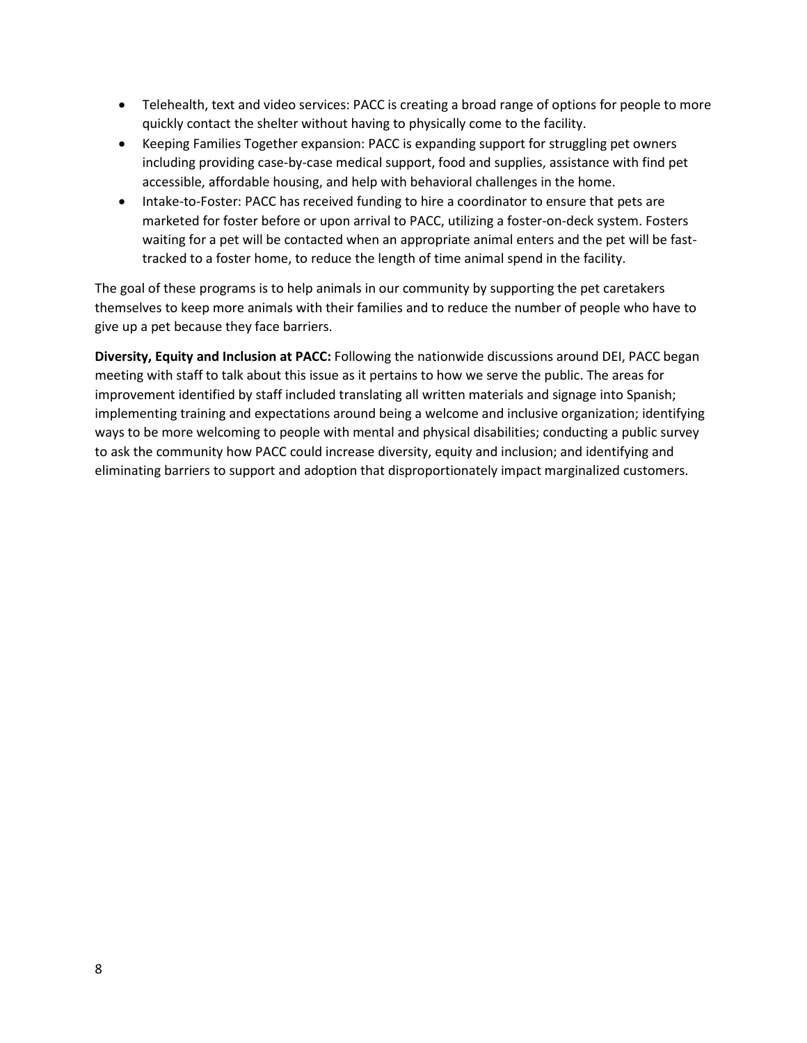- Telehealth, text and video services: PACC is creating a broad range of options for people to more quickly contact the shelter without having to physically come to the facility.
- Keeping Families Together expansion: PACC is expanding support for struggling pet owners including providing case-by-case medical support, food and supplies, assistance with find pet accessible, affordable housing, and help with behavioral challenges in the home.
- Intake-to-Foster: PACC has received funding to hire a coordinator to ensure that pets are marketed for foster before or upon arrival to PACC, utilizing a foster-on-deck system. Fosters waiting for a pet will be contacted when an appropriate animal enters and the pet will be fast-tracked to a foster home, to reduce the length of time animal spend in the facility.

The goal of these programs is to help animals in our community by supporting the pet caretakers themselves to keep more animals with their families and to reduce the number of people who have to give up a pet because they face barriers.

**Diversity, Equity and Inclusion at PACC:** Following the nationwide discussions around DEI, PACC began meeting with staff to talk about this issue as it pertains to how we serve the public. The areas for improvement identified by staff included translating all written materials and signage into Spanish; implementing training and expectations around being a welcome and inclusive organization; identifying ways to be more welcoming to people with mental and physical disabilities; conducting a public survey to ask the community how PACC could increase diversity, equity and inclusion; and identifying and eliminating barriers to support and adoption that disproportionately impact marginalized customers.